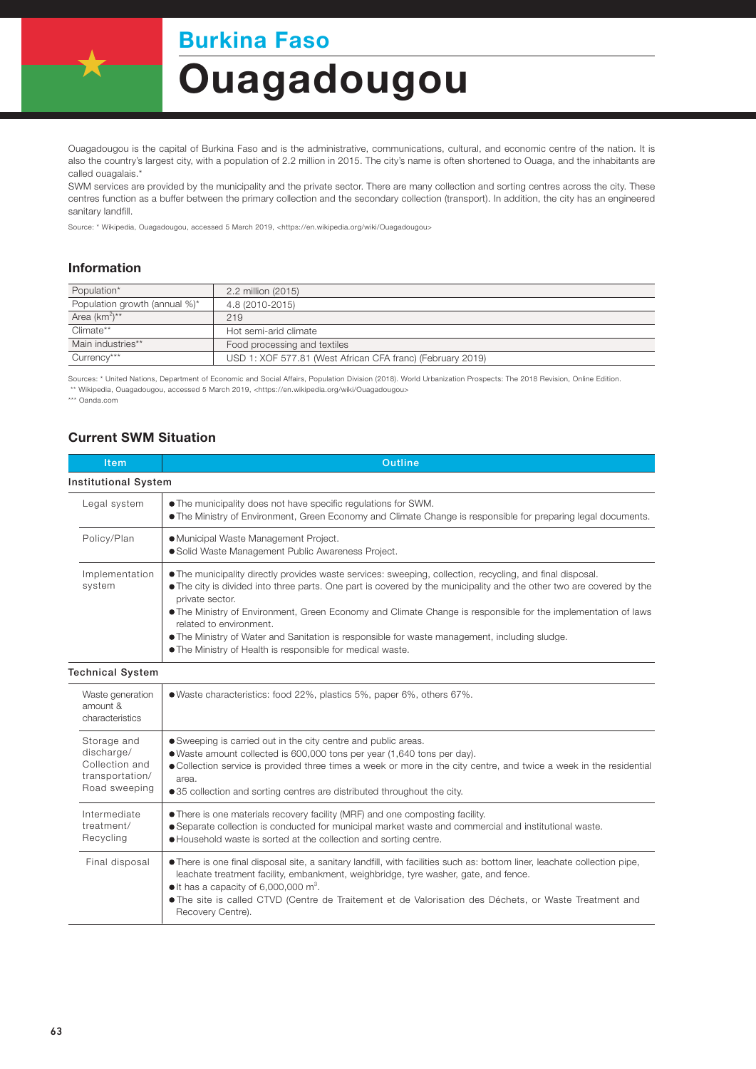## Burkina Faso

# Ouagadougou

Ouagadougou is the capital of Burkina Faso and is the administrative, communications, cultural, and economic centre of the nation. It is also the country's largest city, with a population of 2.2 million in 2015. The city's name is often shortened to Ouaga, and the inhabitants are called ouagalais.*

SWM services are provided by the municipality and the private sector. There are many collection and sorting centres across the city. These centres function as a buffer between the primary collection and the secondary collection (transport). In addition, the city has an engineered sanitary landfill.

Source: * Wikipedia, Ouagadougou, accessed 5 March 2019, <https://en.wikipedia.org/wiki/Ouagadougou>

### Information

| | |
|---|---|
| Population* | 2.2 million (2015) |
| Population growth (annual %)* | 4.8 (2010-2015) |
| Area ($km^2$)** | 219 |
| Climate** | Hot semi-arid climate |
| Main industries** | Food processing and textiles |
| Currency*** | USD 1: XOF 577.81 (West African CFA franc) (February 2019) |

Sources: * United Nations, Department of Economic and Social Affairs, Population Division (2018). World Urbanization Prospects: The 2018 Revision, Online Edition.
** Wikipedia, Ouagadougou, accessed 5 March 2019, <https://en.wikipedia.org/wiki/Ouagadougou>
*** Oanda.com

### Current SWM Situation

| Item | Outline |
|---|---|
| **Institutional System** | |
| Legal system | ● The municipality does not have specific regulations for SWM.<br>● The Ministry of Environment, Green Economy and Climate Change is responsible for preparing legal documents. |
| Policy/Plan | ● Municipal Waste Management Project.<br>● Solid Waste Management Public Awareness Project. |
| Implementation system | ● The municipality directly provides waste services: sweeping, collection, recycling, and final disposal.<br>● The city is divided into three parts. One part is covered by the municipality and the other two are covered by the private sector.<br>● The Ministry of Environment, Green Economy and Climate Change is responsible for the implementation of laws related to environment.<br>● The Ministry of Water and Sanitation is responsible for waste management, including sludge.<br>● The Ministry of Health is responsible for medical waste. |
| **Technical System** | |
| Waste generation amount & characteristics | ● Waste characteristics: food 22%, plastics 5%, paper 6%, others 67%. |
| Storage and discharge/ Collection and transportation/ Road sweeping | ● Sweeping is carried out in the city centre and public areas.<br>● Waste amount collected is 600,000 tons per year (1,640 tons per day).<br>● Collection service is provided three times a week or more in the city centre, and twice a week in the residential area.<br>● 35 collection and sorting centres are distributed throughout the city. |
| Intermediate treatment/ Recycling | ● There is one materials recovery facility (MRF) and one composting facility.<br>● Separate collection is conducted for municipal market waste and commercial and institutional waste.<br>● Household waste is sorted at the collection and sorting centre. |
| Final disposal | ● There is one final disposal site, a sanitary landfill, with facilities such as: bottom liner, leachate collection pipe, leachate treatment facility, embankment, weighbridge, tyre washer, gate, and fence.<br>● It has a capacity of 6,000,000 $m^3$.<br>● The site is called CTVD (Centre de Traitement et de Valorisation des Déchets, or Waste Treatment and Recovery Centre). |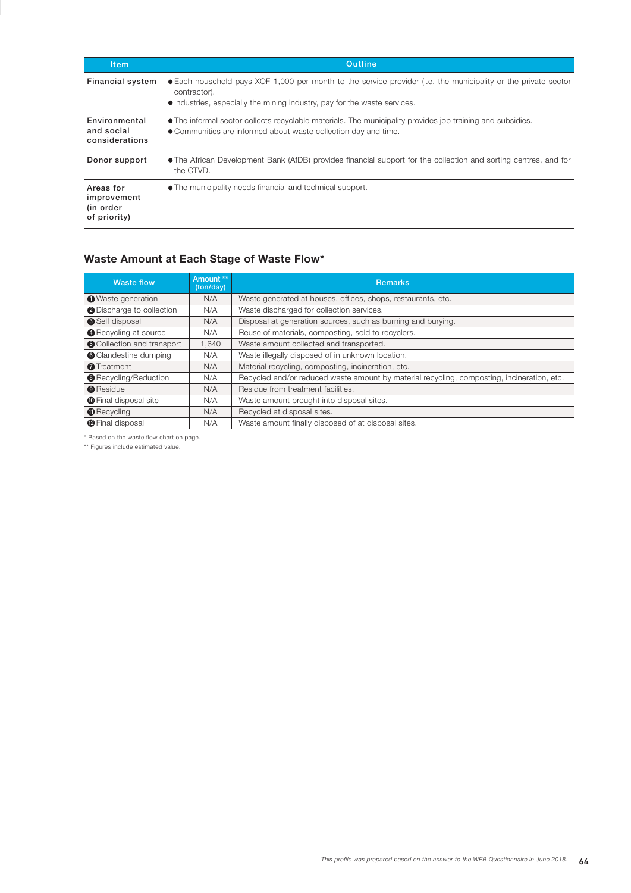| Item | Outline |
| --- | --- |
| Financial system | ● Each household pays XOF 1,000 per month to the service provider (i.e. the municipality or the private sector contractor).<br>● Industries, especially the mining industry, pay for the waste services. |
| Environmental and social considerations | ● The informal sector collects recyclable materials. The municipality provides job training and subsidies.<br>● Communities are informed about waste collection day and time. |
| Donor support | ● The African Development Bank (AfDB) provides financial support for the collection and sorting centres, and for the CTVD. |
| Areas for improvement (in order of priority) | ● The municipality needs financial and technical support. |

## Waste Amount at Each Stage of Waste Flow*

| Waste flow | Amount ** (ton/day) | Remarks |
| --- | --- | --- |
| ❶ Waste generation | N/A | Waste generated at houses, offices, shops, restaurants, etc. |
| ❷ Discharge to collection | N/A | Waste discharged for collection services. |
| ❸ Self disposal | N/A | Disposal at generation sources, such as burning and burying. |
| ❹ Recycling at source | N/A | Reuse of materials, composting, sold to recyclers. |
| ❺ Collection and transport | 1,640 | Waste amount collected and transported. |
| ❻ Clandestine dumping | N/A | Waste illegally disposed of in unknown location. |
| ❼ Treatment | N/A | Material recycling, composting, incineration, etc. |
| ❽ Recycling/Reduction | N/A | Recycled and/or reduced waste amount by material recycling, composting, incineration, etc. |
| ❾ Residue | N/A | Residue from treatment facilities. |
| ❿ Final disposal site | N/A | Waste amount brought into disposal sites. |
| ⓫ Recycling | N/A | Recycled at disposal sites. |
| ⓬ Final disposal | N/A | Waste amount finally disposed of at disposal sites. |

\* Based on the waste flow chart on page.

\*\* Figures include estimated value.

*This profile was prepared based on the answer to the WEB Questionnaire in June 2018.*